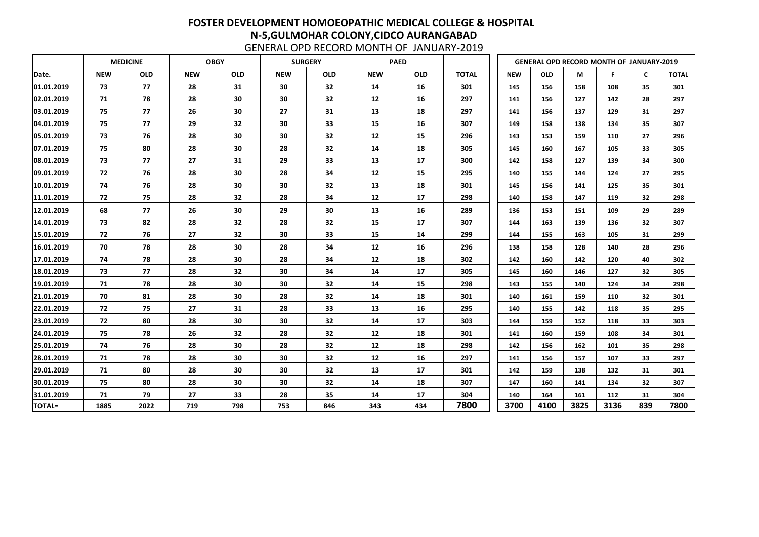# FOSTER DEVELOPMENT HOMOEOPATHIC MEDICAL COLLEGE & HOSPITAL

## N-5,GULMOHAR COLONY,CIDCO AURANGABAD

GENERAL OPD RECORD MONTH OF JANUARY-2019

| | MEDICINE | | OBGY | | SURGERY | | PAED | | |
|---|---|---|---|---|---|---|---|---|---|
| Date. | NEW | OLD | NEW | OLD | NEW | OLD | NEW | OLD | TOTAL |
| 01.01.2019 | 73 | 77 | 28 | 31 | 30 | 32 | 14 | 16 | 301 |
| 02.01.2019 | 71 | 78 | 28 | 30 | 30 | 32 | 12 | 16 | 297 |
| 03.01.2019 | 75 | 77 | 26 | 30 | 27 | 31 | 13 | 18 | 297 |
| 04.01.2019 | 75 | 77 | 29 | 32 | 30 | 33 | 15 | 16 | 307 |
| 05.01.2019 | 73 | 76 | 28 | 30 | 30 | 32 | 12 | 15 | 296 |
| 07.01.2019 | 75 | 80 | 28 | 30 | 28 | 32 | 14 | 18 | 305 |
| 08.01.2019 | 73 | 77 | 27 | 31 | 29 | 33 | 13 | 17 | 300 |
| 09.01.2019 | 72 | 76 | 28 | 30 | 28 | 34 | 12 | 15 | 295 |
| 10.01.2019 | 74 | 76 | 28 | 30 | 30 | 32 | 13 | 18 | 301 |
| 11.01.2019 | 72 | 75 | 28 | 32 | 28 | 34 | 12 | 17 | 298 |
| 12.01.2019 | 68 | 77 | 26 | 30 | 29 | 30 | 13 | 16 | 289 |
| 14.01.2019 | 73 | 82 | 28 | 32 | 28 | 32 | 15 | 17 | 307 |
| 15.01.2019 | 72 | 76 | 27 | 32 | 30 | 33 | 15 | 14 | 299 |
| 16.01.2019 | 70 | 78 | 28 | 30 | 28 | 34 | 12 | 16 | 296 |
| 17.01.2019 | 74 | 78 | 28 | 30 | 28 | 34 | 12 | 18 | 302 |
| 18.01.2019 | 73 | 77 | 28 | 32 | 30 | 34 | 14 | 17 | 305 |
| 19.01.2019 | 71 | 78 | 28 | 30 | 30 | 32 | 14 | 15 | 298 |
| 21.01.2019 | 70 | 81 | 28 | 30 | 28 | 32 | 14 | 18 | 301 |
| 22.01.2019 | 72 | 75 | 27 | 31 | 28 | 33 | 13 | 16 | 295 |
| 23.01.2019 | 72 | 80 | 28 | 30 | 30 | 32 | 14 | 17 | 303 |
| 24.01.2019 | 75 | 78 | 26 | 32 | 28 | 32 | 12 | 18 | 301 |
| 25.01.2019 | 74 | 76 | 28 | 30 | 28 | 32 | 12 | 18 | 298 |
| 28.01.2019 | 71 | 78 | 28 | 30 | 30 | 32 | 12 | 16 | 297 |
| 29.01.2019 | 71 | 80 | 28 | 30 | 30 | 32 | 13 | 17 | 301 |
| 30.01.2019 | 75 | 80 | 28 | 30 | 30 | 32 | 14 | 18 | 307 |
| 31.01.2019 | 71 | 79 | 27 | 33 | 28 | 35 | 14 | 17 | 304 |
| TOTAL= | 1885 | 2022 | 719 | 798 | 753 | 846 | 343 | 434 | 7800 |

| GENERAL OPD RECORD MONTH OF JANUARY-2019 | | | | | |
|---|---|---|---|---|---|
| NEW | OLD | M | F | C | TOTAL |
| 145 | 156 | 158 | 108 | 35 | 301 |
| 141 | 156 | 127 | 142 | 28 | 297 |
| 141 | 156 | 137 | 129 | 31 | 297 |
| 149 | 158 | 138 | 134 | 35 | 307 |
| 143 | 153 | 159 | 110 | 27 | 296 |
| 145 | 160 | 167 | 105 | 33 | 305 |
| 142 | 158 | 127 | 139 | 34 | 300 |
| 140 | 155 | 144 | 124 | 27 | 295 |
| 145 | 156 | 141 | 125 | 35 | 301 |
| 140 | 158 | 147 | 119 | 32 | 298 |
| 136 | 153 | 151 | 109 | 29 | 289 |
| 144 | 163 | 139 | 136 | 32 | 307 |
| 144 | 155 | 163 | 105 | 31 | 299 |
| 138 | 158 | 128 | 140 | 28 | 296 |
| 142 | 160 | 142 | 120 | 40 | 302 |
| 145 | 160 | 146 | 127 | 32 | 305 |
| 143 | 155 | 140 | 124 | 34 | 298 |
| 140 | 161 | 159 | 110 | 32 | 301 |
| 140 | 155 | 142 | 118 | 35 | 295 |
| 144 | 159 | 152 | 118 | 33 | 303 |
| 141 | 160 | 159 | 108 | 34 | 301 |
| 142 | 156 | 162 | 101 | 35 | 298 |
| 141 | 156 | 157 | 107 | 33 | 297 |
| 142 | 159 | 138 | 132 | 31 | 301 |
| 147 | 160 | 141 | 134 | 32 | 307 |
| 140 | 164 | 161 | 112 | 31 | 304 |
| 3700 | 4100 | 3825 | 3136 | 839 | 7800 |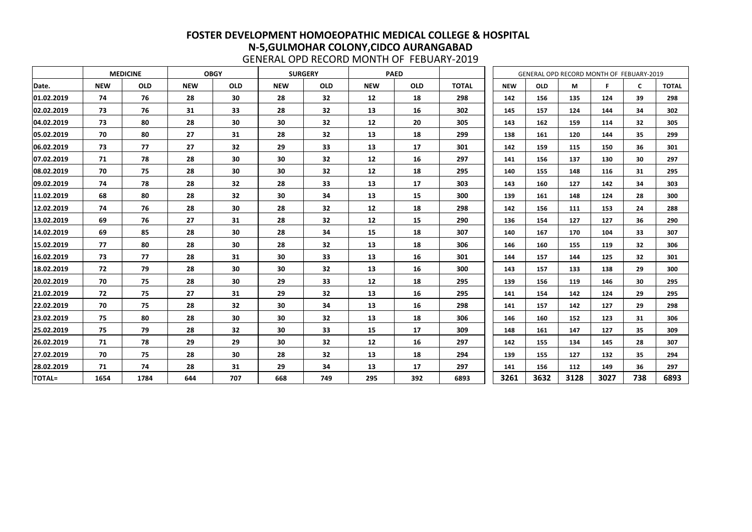# FOSTER DEVELOPMENT HOMOEOPATHIC MEDICAL COLLEGE & HOSPITAL

## N-5,GULMOHAR COLONY,CIDCO AURANGABAD

GENERAL OPD RECORD MONTH OF FEBUARY-2019

| | MEDICINE | | OBGY | | SURGERY | | PAED | | |
|---|---|---|---|---|---|---|---|---|---|
| Date. | NEW | OLD | NEW | OLD | NEW | OLD | NEW | OLD | TOTAL |
| 01.02.2019 | 74 | 76 | 28 | 30 | 28 | 32 | 12 | 18 | 298 |
| 02.02.2019 | 73 | 76 | 31 | 33 | 28 | 32 | 13 | 16 | 302 |
| 04.02.2019 | 73 | 80 | 28 | 30 | 30 | 32 | 12 | 20 | 305 |
| 05.02.2019 | 70 | 80 | 27 | 31 | 28 | 32 | 13 | 18 | 299 |
| 06.02.2019 | 73 | 77 | 27 | 32 | 29 | 33 | 13 | 17 | 301 |
| 07.02.2019 | 71 | 78 | 28 | 30 | 30 | 32 | 12 | 16 | 297 |
| 08.02.2019 | 70 | 75 | 28 | 30 | 30 | 32 | 12 | 18 | 295 |
| 09.02.2019 | 74 | 78 | 28 | 32 | 28 | 33 | 13 | 17 | 303 |
| 11.02.2019 | 68 | 80 | 28 | 32 | 30 | 34 | 13 | 15 | 300 |
| 12.02.2019 | 74 | 76 | 28 | 30 | 28 | 32 | 12 | 18 | 298 |
| 13.02.2019 | 69 | 76 | 27 | 31 | 28 | 32 | 12 | 15 | 290 |
| 14.02.2019 | 69 | 85 | 28 | 30 | 28 | 34 | 15 | 18 | 307 |
| 15.02.2019 | 77 | 80 | 28 | 30 | 28 | 32 | 13 | 18 | 306 |
| 16.02.2019 | 73 | 77 | 28 | 31 | 30 | 33 | 13 | 16 | 301 |
| 18.02.2019 | 72 | 79 | 28 | 30 | 30 | 32 | 13 | 16 | 300 |
| 20.02.2019 | 70 | 75 | 28 | 30 | 29 | 33 | 12 | 18 | 295 |
| 21.02.2019 | 72 | 75 | 27 | 31 | 29 | 32 | 13 | 16 | 295 |
| 22.02.2019 | 70 | 75 | 28 | 32 | 30 | 34 | 13 | 16 | 298 |
| 23.02.2019 | 75 | 80 | 28 | 30 | 30 | 32 | 13 | 18 | 306 |
| 25.02.2019 | 75 | 79 | 28 | 32 | 30 | 33 | 15 | 17 | 309 |
| 26.02.2019 | 71 | 78 | 29 | 29 | 30 | 32 | 12 | 16 | 297 |
| 27.02.2019 | 70 | 75 | 28 | 30 | 28 | 32 | 13 | 18 | 294 |
| 28.02.2019 | 71 | 74 | 28 | 31 | 29 | 34 | 13 | 17 | 297 |
| TOTAL= | 1654 | 1784 | 644 | 707 | 668 | 749 | 295 | 392 | 6893 |

| GENERAL OPD RECORD MONTH OF FEBUARY-2019 | | | | | |
|---|---|---|---|---|---|
| NEW | OLD | M | F | C | TOTAL |
| 142 | 156 | 135 | 124 | 39 | 298 |
| 145 | 157 | 124 | 144 | 34 | 302 |
| 143 | 162 | 159 | 114 | 32 | 305 |
| 138 | 161 | 120 | 144 | 35 | 299 |
| 142 | 159 | 115 | 150 | 36 | 301 |
| 141 | 156 | 137 | 130 | 30 | 297 |
| 140 | 155 | 148 | 116 | 31 | 295 |
| 143 | 160 | 127 | 142 | 34 | 303 |
| 139 | 161 | 148 | 124 | 28 | 300 |
| 142 | 156 | 111 | 153 | 24 | 288 |
| 136 | 154 | 127 | 127 | 36 | 290 |
| 140 | 167 | 170 | 104 | 33 | 307 |
| 146 | 160 | 155 | 119 | 32 | 306 |
| 144 | 157 | 144 | 125 | 32 | 301 |
| 143 | 157 | 133 | 138 | 29 | 300 |
| 139 | 156 | 119 | 146 | 30 | 295 |
| 141 | 154 | 142 | 124 | 29 | 295 |
| 141 | 157 | 142 | 127 | 29 | 298 |
| 146 | 160 | 152 | 123 | 31 | 306 |
| 148 | 161 | 147 | 127 | 35 | 309 |
| 142 | 155 | 134 | 145 | 28 | 307 |
| 139 | 155 | 127 | 132 | 35 | 294 |
| 141 | 156 | 112 | 149 | 36 | 297 |
| 3261 | 3632 | 3128 | 3027 | 738 | 6893 |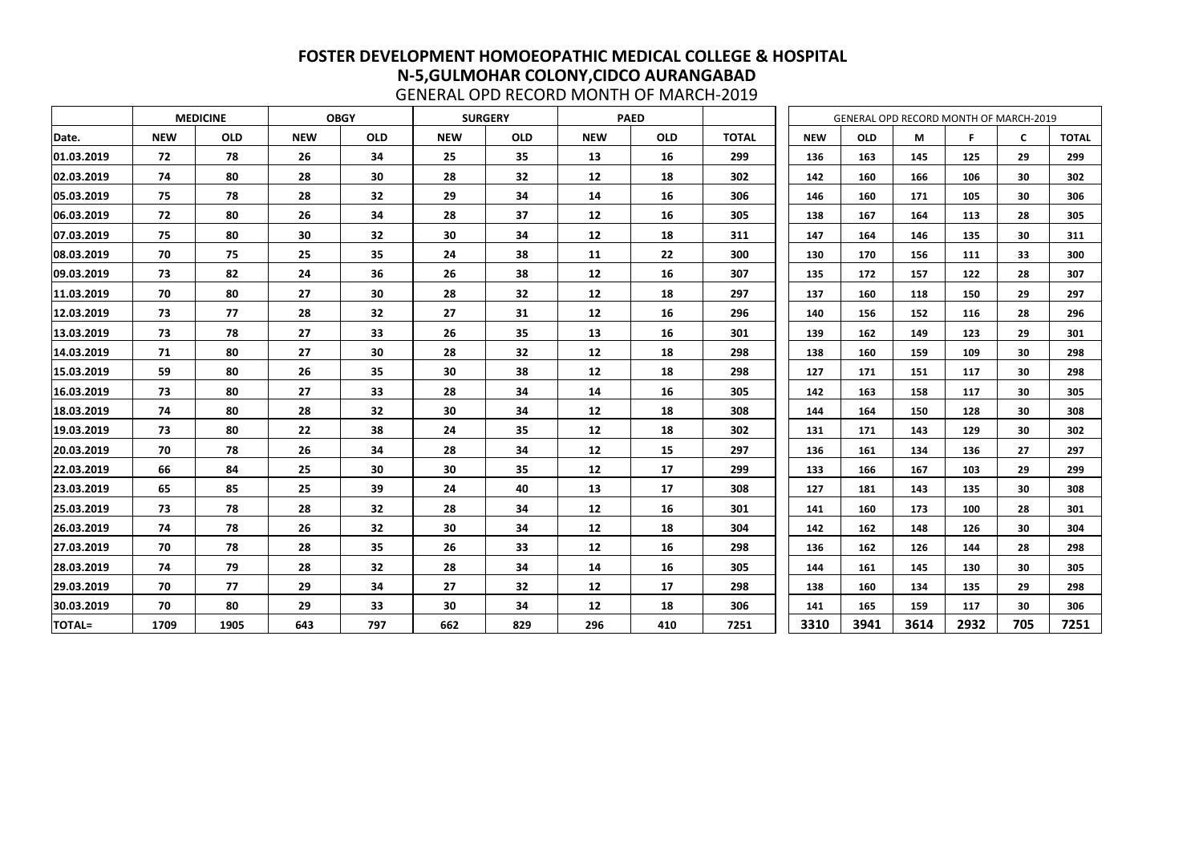# FOSTER DEVELOPMENT HOMOEOPATHIC MEDICAL COLLEGE & HOSPITAL

## N-5,GULMOHAR COLONY,CIDCO AURANGABAD

GENERAL OPD RECORD MONTH OF MARCH-2019

| | MEDICINE | | OBGY | | SURGERY | | PAED | | |
|---|---|---|---|---|---|---|---|---|---|
| Date. | NEW | OLD | NEW | OLD | NEW | OLD | NEW | OLD | TOTAL |
| 01.03.2019 | 72 | 78 | 26 | 34 | 25 | 35 | 13 | 16 | 299 |
| 02.03.2019 | 74 | 80 | 28 | 30 | 28 | 32 | 12 | 18 | 302 |
| 05.03.2019 | 75 | 78 | 28 | 32 | 29 | 34 | 14 | 16 | 306 |
| 06.03.2019 | 72 | 80 | 26 | 34 | 28 | 37 | 12 | 16 | 305 |
| 07.03.2019 | 75 | 80 | 30 | 32 | 30 | 34 | 12 | 18 | 311 |
| 08.03.2019 | 70 | 75 | 25 | 35 | 24 | 38 | 11 | 22 | 300 |
| 09.03.2019 | 73 | 82 | 24 | 36 | 26 | 38 | 12 | 16 | 307 |
| 11.03.2019 | 70 | 80 | 27 | 30 | 28 | 32 | 12 | 18 | 297 |
| 12.03.2019 | 73 | 77 | 28 | 32 | 27 | 31 | 12 | 16 | 296 |
| 13.03.2019 | 73 | 78 | 27 | 33 | 26 | 35 | 13 | 16 | 301 |
| 14.03.2019 | 71 | 80 | 27 | 30 | 28 | 32 | 12 | 18 | 298 |
| 15.03.2019 | 59 | 80 | 26 | 35 | 30 | 38 | 12 | 18 | 298 |
| 16.03.2019 | 73 | 80 | 27 | 33 | 28 | 34 | 14 | 16 | 305 |
| 18.03.2019 | 74 | 80 | 28 | 32 | 30 | 34 | 12 | 18 | 308 |
| 19.03.2019 | 73 | 80 | 22 | 38 | 24 | 35 | 12 | 18 | 302 |
| 20.03.2019 | 70 | 78 | 26 | 34 | 28 | 34 | 12 | 15 | 297 |
| 22.03.2019 | 66 | 84 | 25 | 30 | 30 | 35 | 12 | 17 | 299 |
| 23.03.2019 | 65 | 85 | 25 | 39 | 24 | 40 | 13 | 17 | 308 |
| 25.03.2019 | 73 | 78 | 28 | 32 | 28 | 34 | 12 | 16 | 301 |
| 26.03.2019 | 74 | 78 | 26 | 32 | 30 | 34 | 12 | 18 | 304 |
| 27.03.2019 | 70 | 78 | 28 | 35 | 26 | 33 | 12 | 16 | 298 |
| 28.03.2019 | 74 | 79 | 28 | 32 | 28 | 34 | 14 | 16 | 305 |
| 29.03.2019 | 70 | 77 | 29 | 34 | 27 | 32 | 12 | 17 | 298 |
| 30.03.2019 | 70 | 80 | 29 | 33 | 30 | 34 | 12 | 18 | 306 |
| TOTAL= | 1709 | 1905 | 643 | 797 | 662 | 829 | 296 | 410 | 7251 |

| GENERAL OPD RECORD MONTH OF MARCH-2019 | | | | | |
|---|---|---|---|---|---|
| NEW | OLD | M | F | C | TOTAL |
| 136 | 163 | 145 | 125 | 29 | 299 |
| 142 | 160 | 166 | 106 | 30 | 302 |
| 146 | 160 | 171 | 105 | 30 | 306 |
| 138 | 167 | 164 | 113 | 28 | 305 |
| 147 | 164 | 146 | 135 | 30 | 311 |
| 130 | 170 | 156 | 111 | 33 | 300 |
| 135 | 172 | 157 | 122 | 28 | 307 |
| 137 | 160 | 118 | 150 | 29 | 297 |
| 140 | 156 | 152 | 116 | 28 | 296 |
| 139 | 162 | 149 | 123 | 29 | 301 |
| 138 | 160 | 159 | 109 | 30 | 298 |
| 127 | 171 | 151 | 117 | 30 | 298 |
| 142 | 163 | 158 | 117 | 30 | 305 |
| 144 | 164 | 150 | 128 | 30 | 308 |
| 131 | 171 | 143 | 129 | 30 | 302 |
| 136 | 161 | 134 | 136 | 27 | 297 |
| 133 | 166 | 167 | 103 | 29 | 299 |
| 127 | 181 | 143 | 135 | 30 | 308 |
| 141 | 160 | 173 | 100 | 28 | 301 |
| 142 | 162 | 148 | 126 | 30 | 304 |
| 136 | 162 | 126 | 144 | 28 | 298 |
| 144 | 161 | 145 | 130 | 30 | 305 |
| 138 | 160 | 134 | 135 | 29 | 298 |
| 141 | 165 | 159 | 117 | 30 | 306 |
| 3310 | 3941 | 3614 | 2932 | 705 | 7251 |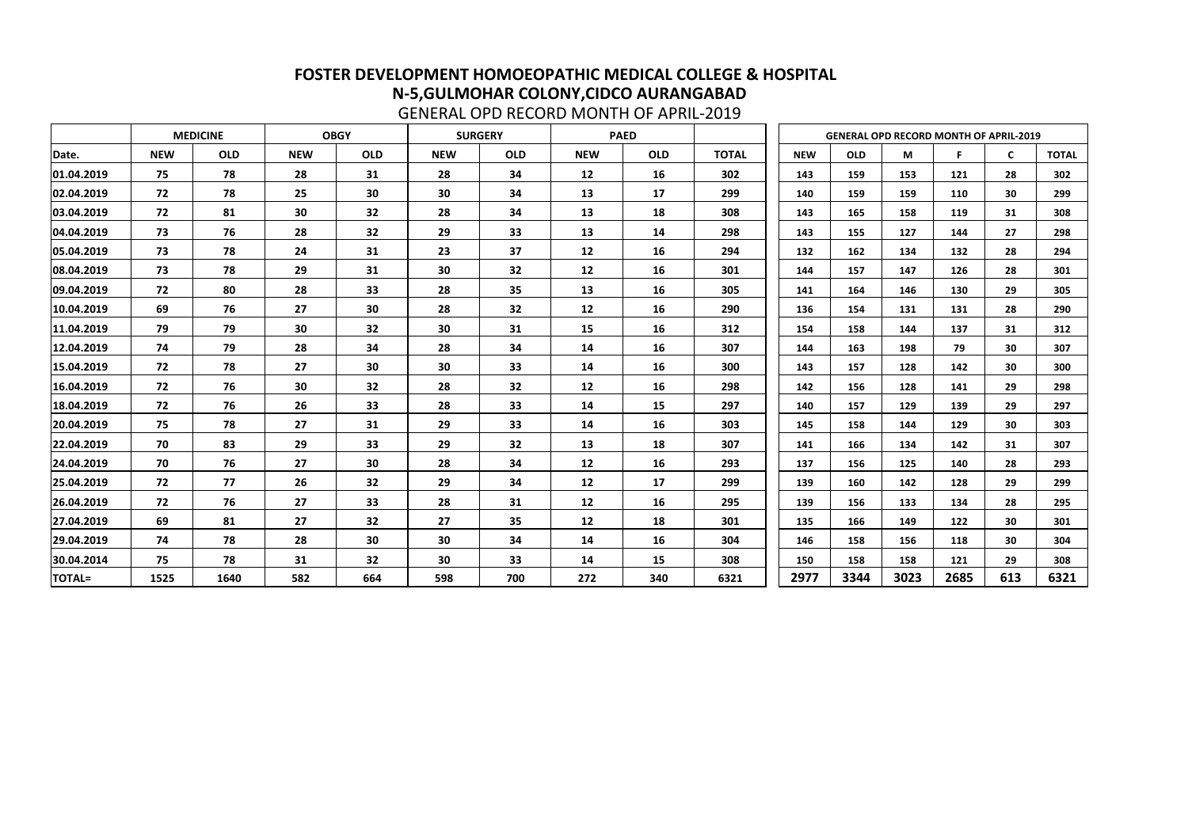# FOSTER DEVELOPMENT HOMOEOPATHIC MEDICAL COLLEGE & HOSPITAL
## N-5,GULMOHAR COLONY,CIDCO AURANGABAD
GENERAL OPD RECORD MONTH OF APRIL-2019

| | MEDICINE | | OBGY | | SURGERY | | PAED | | |
|---|---|---|---|---|---|---|---|---|---|
| Date. | NEW | OLD | NEW | OLD | NEW | OLD | NEW | OLD | TOTAL |
| 01.04.2019 | 75 | 78 | 28 | 31 | 28 | 34 | 12 | 16 | 302 |
| 02.04.2019 | 72 | 78 | 25 | 30 | 30 | 34 | 13 | 17 | 299 |
| 03.04.2019 | 72 | 81 | 30 | 32 | 28 | 34 | 13 | 18 | 308 |
| 04.04.2019 | 73 | 76 | 28 | 32 | 29 | 33 | 13 | 14 | 298 |
| 05.04.2019 | 73 | 78 | 24 | 31 | 23 | 37 | 12 | 16 | 294 |
| 08.04.2019 | 73 | 78 | 29 | 31 | 30 | 32 | 12 | 16 | 301 |
| 09.04.2019 | 72 | 80 | 28 | 33 | 28 | 35 | 13 | 16 | 305 |
| 10.04.2019 | 69 | 76 | 27 | 30 | 28 | 32 | 12 | 16 | 290 |
| 11.04.2019 | 79 | 79 | 30 | 32 | 30 | 31 | 15 | 16 | 312 |
| 12.04.2019 | 74 | 79 | 28 | 34 | 28 | 34 | 14 | 16 | 307 |
| 15.04.2019 | 72 | 78 | 27 | 30 | 30 | 33 | 14 | 16 | 300 |
| 16.04.2019 | 72 | 76 | 30 | 32 | 28 | 32 | 12 | 16 | 298 |
| 18.04.2019 | 72 | 76 | 26 | 33 | 28 | 33 | 14 | 15 | 297 |
| 20.04.2019 | 75 | 78 | 27 | 31 | 29 | 33 | 14 | 16 | 303 |
| 22.04.2019 | 70 | 83 | 29 | 33 | 29 | 32 | 13 | 18 | 307 |
| 24.04.2019 | 70 | 76 | 27 | 30 | 28 | 34 | 12 | 16 | 293 |
| 25.04.2019 | 72 | 77 | 26 | 32 | 29 | 34 | 12 | 17 | 299 |
| 26.04.2019 | 72 | 76 | 27 | 33 | 28 | 31 | 12 | 16 | 295 |
| 27.04.2019 | 69 | 81 | 27 | 32 | 27 | 35 | 12 | 18 | 301 |
| 29.04.2019 | 74 | 78 | 28 | 30 | 30 | 34 | 14 | 16 | 304 |
| 30.04.2014 | 75 | 78 | 31 | 32 | 30 | 33 | 14 | 15 | 308 |
| TOTAL= | 1525 | 1640 | 582 | 664 | 598 | 700 | 272 | 340 | 6321 |

| GENERAL OPD RECORD MONTH OF APRIL-2019 | | | | | |
|---|---|---|---|---|---|
| NEW | OLD | M | F | C | TOTAL |
| 143 | 159 | 153 | 121 | 28 | 302 |
| 140 | 159 | 159 | 110 | 30 | 299 |
| 143 | 165 | 158 | 119 | 31 | 308 |
| 143 | 155 | 127 | 144 | 27 | 298 |
| 132 | 162 | 134 | 132 | 28 | 294 |
| 144 | 157 | 147 | 126 | 28 | 301 |
| 141 | 164 | 146 | 130 | 29 | 305 |
| 136 | 154 | 131 | 131 | 28 | 290 |
| 154 | 158 | 144 | 137 | 31 | 312 |
| 144 | 163 | 198 | 79 | 30 | 307 |
| 143 | 157 | 128 | 142 | 30 | 300 |
| 142 | 156 | 128 | 141 | 29 | 298 |
| 140 | 157 | 129 | 139 | 29 | 297 |
| 145 | 158 | 144 | 129 | 30 | 303 |
| 141 | 166 | 134 | 142 | 31 | 307 |
| 137 | 156 | 125 | 140 | 28 | 293 |
| 139 | 160 | 142 | 128 | 29 | 299 |
| 139 | 156 | 133 | 134 | 28 | 295 |
| 135 | 166 | 149 | 122 | 30 | 301 |
| 146 | 158 | 156 | 118 | 30 | 304 |
| 150 | 158 | 158 | 121 | 29 | 308 |
| 2977 | 3344 | 3023 | 2685 | 613 | 6321 |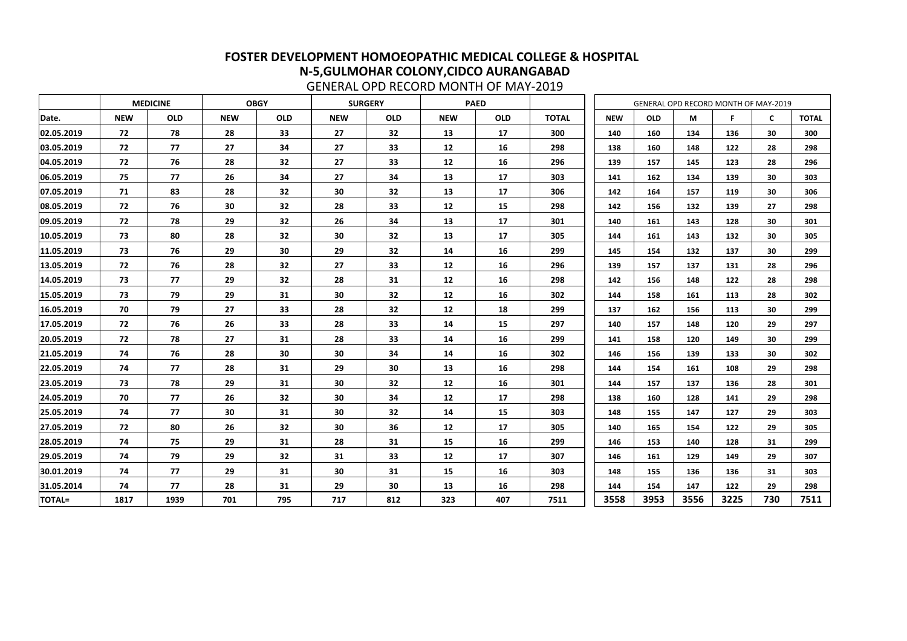# FOSTER DEVELOPMENT HOMOEOPATHIC MEDICAL COLLEGE & HOSPITAL
## N-5,GULMOHAR COLONY,CIDCO AURANGABAD

GENERAL OPD RECORD MONTH OF MAY-2019

| | MEDICINE | | OBGY | | SURGERY | | PAED | | |
|---|---|---|---|---|---|---|---|---|---|
| Date. | NEW | OLD | NEW | OLD | NEW | OLD | NEW | OLD | TOTAL |
| 02.05.2019 | 72 | 78 | 28 | 33 | 27 | 32 | 13 | 17 | 300 |
| 03.05.2019 | 72 | 77 | 27 | 34 | 27 | 33 | 12 | 16 | 298 |
| 04.05.2019 | 72 | 76 | 28 | 32 | 27 | 33 | 12 | 16 | 296 |
| 06.05.2019 | 75 | 77 | 26 | 34 | 27 | 34 | 13 | 17 | 303 |
| 07.05.2019 | 71 | 83 | 28 | 32 | 30 | 32 | 13 | 17 | 306 |
| 08.05.2019 | 72 | 76 | 30 | 32 | 28 | 33 | 12 | 15 | 298 |
| 09.05.2019 | 72 | 78 | 29 | 32 | 26 | 34 | 13 | 17 | 301 |
| 10.05.2019 | 73 | 80 | 28 | 32 | 30 | 32 | 13 | 17 | 305 |
| 11.05.2019 | 73 | 76 | 29 | 30 | 29 | 32 | 14 | 16 | 299 |
| 13.05.2019 | 72 | 76 | 28 | 32 | 27 | 33 | 12 | 16 | 296 |
| 14.05.2019 | 73 | 77 | 29 | 32 | 28 | 31 | 12 | 16 | 298 |
| 15.05.2019 | 73 | 79 | 29 | 31 | 30 | 32 | 12 | 16 | 302 |
| 16.05.2019 | 70 | 79 | 27 | 33 | 28 | 32 | 12 | 18 | 299 |
| 17.05.2019 | 72 | 76 | 26 | 33 | 28 | 33 | 14 | 15 | 297 |
| 20.05.2019 | 72 | 78 | 27 | 31 | 28 | 33 | 14 | 16 | 299 |
| 21.05.2019 | 74 | 76 | 28 | 30 | 30 | 34 | 14 | 16 | 302 |
| 22.05.2019 | 74 | 77 | 28 | 31 | 29 | 30 | 13 | 16 | 298 |
| 23.05.2019 | 73 | 78 | 29 | 31 | 30 | 32 | 12 | 16 | 301 |
| 24.05.2019 | 70 | 77 | 26 | 32 | 30 | 34 | 12 | 17 | 298 |
| 25.05.2019 | 74 | 77 | 30 | 31 | 30 | 32 | 14 | 15 | 303 |
| 27.05.2019 | 72 | 80 | 26 | 32 | 30 | 36 | 12 | 17 | 305 |
| 28.05.2019 | 74 | 75 | 29 | 31 | 28 | 31 | 15 | 16 | 299 |
| 29.05.2019 | 74 | 79 | 29 | 32 | 31 | 33 | 12 | 17 | 307 |
| 30.01.2019 | 74 | 77 | 29 | 31 | 30 | 31 | 15 | 16 | 303 |
| 31.05.2014 | 74 | 77 | 28 | 31 | 29 | 30 | 13 | 16 | 298 |
| TOTAL= | 1817 | 1939 | 701 | 795 | 717 | 812 | 323 | 407 | 7511 |

| GENERAL OPD RECORD MONTH OF MAY-2019 | | | | | |
|---|---|---|---|---|---|
| NEW | OLD | M | F | C | TOTAL |
| 140 | 160 | 134 | 136 | 30 | 300 |
| 138 | 160 | 148 | 122 | 28 | 298 |
| 139 | 157 | 145 | 123 | 28 | 296 |
| 141 | 162 | 134 | 139 | 30 | 303 |
| 142 | 164 | 157 | 119 | 30 | 306 |
| 142 | 156 | 132 | 139 | 27 | 298 |
| 140 | 161 | 143 | 128 | 30 | 301 |
| 144 | 161 | 143 | 132 | 30 | 305 |
| 145 | 154 | 132 | 137 | 30 | 299 |
| 139 | 157 | 137 | 131 | 28 | 296 |
| 142 | 156 | 148 | 122 | 28 | 298 |
| 144 | 158 | 161 | 113 | 28 | 302 |
| 137 | 162 | 156 | 113 | 30 | 299 |
| 140 | 157 | 148 | 120 | 29 | 297 |
| 141 | 158 | 120 | 149 | 30 | 299 |
| 146 | 156 | 139 | 133 | 30 | 302 |
| 144 | 154 | 161 | 108 | 29 | 298 |
| 144 | 157 | 137 | 136 | 28 | 301 |
| 138 | 160 | 128 | 141 | 29 | 298 |
| 148 | 155 | 147 | 127 | 29 | 303 |
| 140 | 165 | 154 | 122 | 29 | 305 |
| 146 | 153 | 140 | 128 | 31 | 299 |
| 146 | 161 | 129 | 149 | 29 | 307 |
| 148 | 155 | 136 | 136 | 31 | 303 |
| 144 | 154 | 147 | 122 | 29 | 298 |
| 3558 | 3953 | 3556 | 3225 | 730 | 7511 |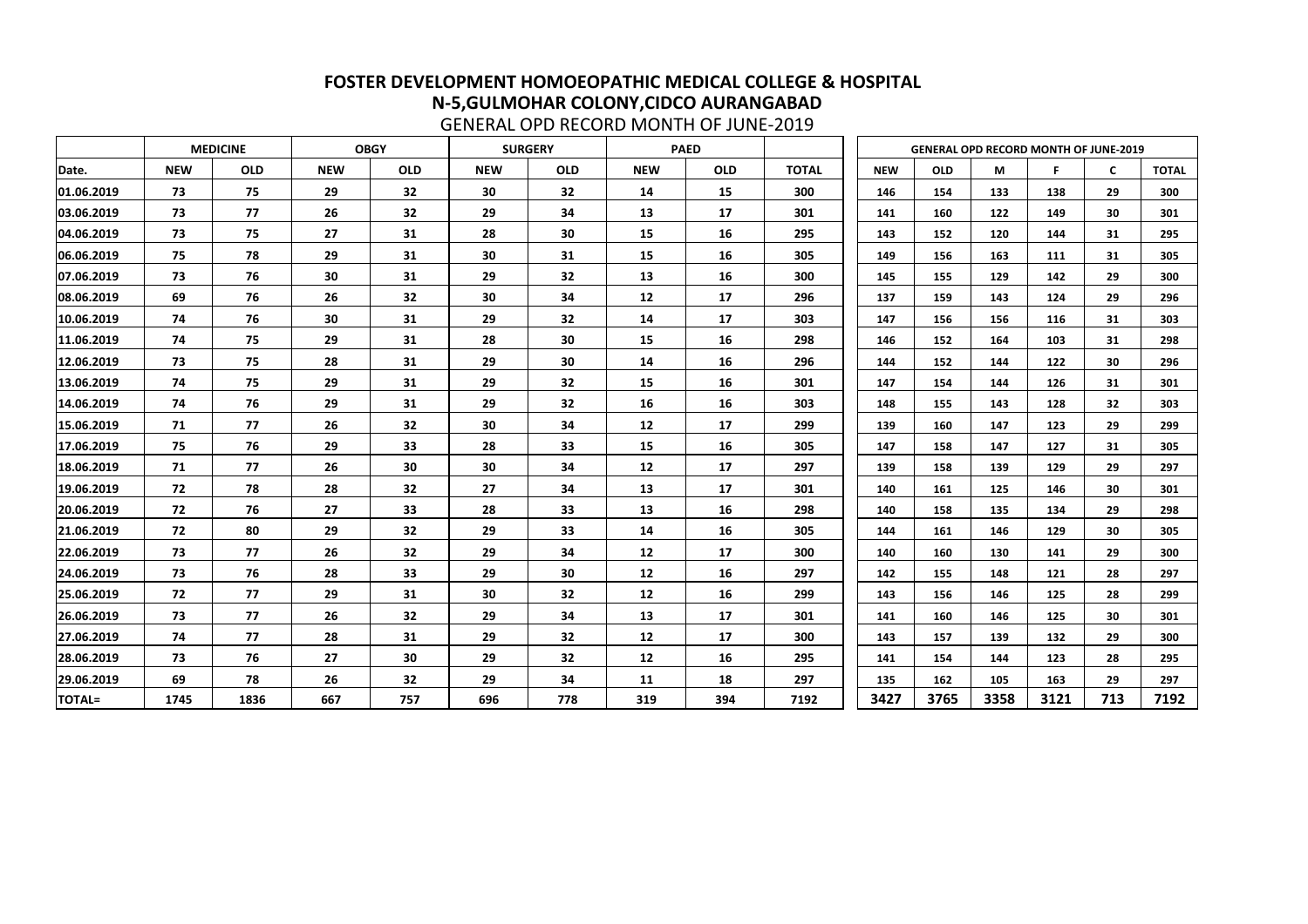# FOSTER DEVELOPMENT HOMOEOPATHIC MEDICAL COLLEGE & HOSPITAL
## N-5,GULMOHAR COLONY,CIDCO AURANGABAD
GENERAL OPD RECORD MONTH OF JUNE-2019

| | MEDICINE | | OBGY | | SURGERY | | PAED | | |
|---|---|---|---|---|---|---|---|---|---|
| Date. | NEW | OLD | NEW | OLD | NEW | OLD | NEW | OLD | TOTAL |
| 01.06.2019 | 73 | 75 | 29 | 32 | 30 | 32 | 14 | 15 | 300 |
| 03.06.2019 | 73 | 77 | 26 | 32 | 29 | 34 | 13 | 17 | 301 |
| 04.06.2019 | 73 | 75 | 27 | 31 | 28 | 30 | 15 | 16 | 295 |
| 06.06.2019 | 75 | 78 | 29 | 31 | 30 | 31 | 15 | 16 | 305 |
| 07.06.2019 | 73 | 76 | 30 | 31 | 29 | 32 | 13 | 16 | 300 |
| 08.06.2019 | 69 | 76 | 26 | 32 | 30 | 34 | 12 | 17 | 296 |
| 10.06.2019 | 74 | 76 | 30 | 31 | 29 | 32 | 14 | 17 | 303 |
| 11.06.2019 | 74 | 75 | 29 | 31 | 28 | 30 | 15 | 16 | 298 |
| 12.06.2019 | 73 | 75 | 28 | 31 | 29 | 30 | 14 | 16 | 296 |
| 13.06.2019 | 74 | 75 | 29 | 31 | 29 | 32 | 15 | 16 | 301 |
| 14.06.2019 | 74 | 76 | 29 | 31 | 29 | 32 | 16 | 16 | 303 |
| 15.06.2019 | 71 | 77 | 26 | 32 | 30 | 34 | 12 | 17 | 299 |
| 17.06.2019 | 75 | 76 | 29 | 33 | 28 | 33 | 15 | 16 | 305 |
| 18.06.2019 | 71 | 77 | 26 | 30 | 30 | 34 | 12 | 17 | 297 |
| 19.06.2019 | 72 | 78 | 28 | 32 | 27 | 34 | 13 | 17 | 301 |
| 20.06.2019 | 72 | 76 | 27 | 33 | 28 | 33 | 13 | 16 | 298 |
| 21.06.2019 | 72 | 80 | 29 | 32 | 29 | 33 | 14 | 16 | 305 |
| 22.06.2019 | 73 | 77 | 26 | 32 | 29 | 34 | 12 | 17 | 300 |
| 24.06.2019 | 73 | 76 | 28 | 33 | 29 | 30 | 12 | 16 | 297 |
| 25.06.2019 | 72 | 77 | 29 | 31 | 30 | 32 | 12 | 16 | 299 |
| 26.06.2019 | 73 | 77 | 26 | 32 | 29 | 34 | 13 | 17 | 301 |
| 27.06.2019 | 74 | 77 | 28 | 31 | 29 | 32 | 12 | 17 | 300 |
| 28.06.2019 | 73 | 76 | 27 | 30 | 29 | 32 | 12 | 16 | 295 |
| 29.06.2019 | 69 | 78 | 26 | 32 | 29 | 34 | 11 | 18 | 297 |
| TOTAL= | 1745 | 1836 | 667 | 757 | 696 | 778 | 319 | 394 | 7192 |

| GENERAL OPD RECORD MONTH OF JUNE-2019 | | | | | |
|---|---|---|---|---|---|
| NEW | OLD | M | F | C | TOTAL |
| 146 | 154 | 133 | 138 | 29 | 300 |
| 141 | 160 | 122 | 149 | 30 | 301 |
| 143 | 152 | 120 | 144 | 31 | 295 |
| 149 | 156 | 163 | 111 | 31 | 305 |
| 145 | 155 | 129 | 142 | 29 | 300 |
| 137 | 159 | 143 | 124 | 29 | 296 |
| 147 | 156 | 156 | 116 | 31 | 303 |
| 146 | 152 | 164 | 103 | 31 | 298 |
| 144 | 152 | 144 | 122 | 30 | 296 |
| 147 | 154 | 144 | 126 | 31 | 301 |
| 148 | 155 | 143 | 128 | 32 | 303 |
| 139 | 160 | 147 | 123 | 29 | 299 |
| 147 | 158 | 147 | 127 | 31 | 305 |
| 139 | 158 | 139 | 129 | 29 | 297 |
| 140 | 161 | 125 | 146 | 30 | 301 |
| 140 | 158 | 135 | 134 | 29 | 298 |
| 144 | 161 | 146 | 129 | 30 | 305 |
| 140 | 160 | 130 | 141 | 29 | 300 |
| 142 | 155 | 148 | 121 | 28 | 297 |
| 143 | 156 | 146 | 125 | 28 | 299 |
| 141 | 160 | 146 | 125 | 30 | 301 |
| 143 | 157 | 139 | 132 | 29 | 300 |
| 141 | 154 | 144 | 123 | 28 | 295 |
| 135 | 162 | 105 | 163 | 29 | 297 |
| 3427 | 3765 | 3358 | 3121 | 713 | 7192 |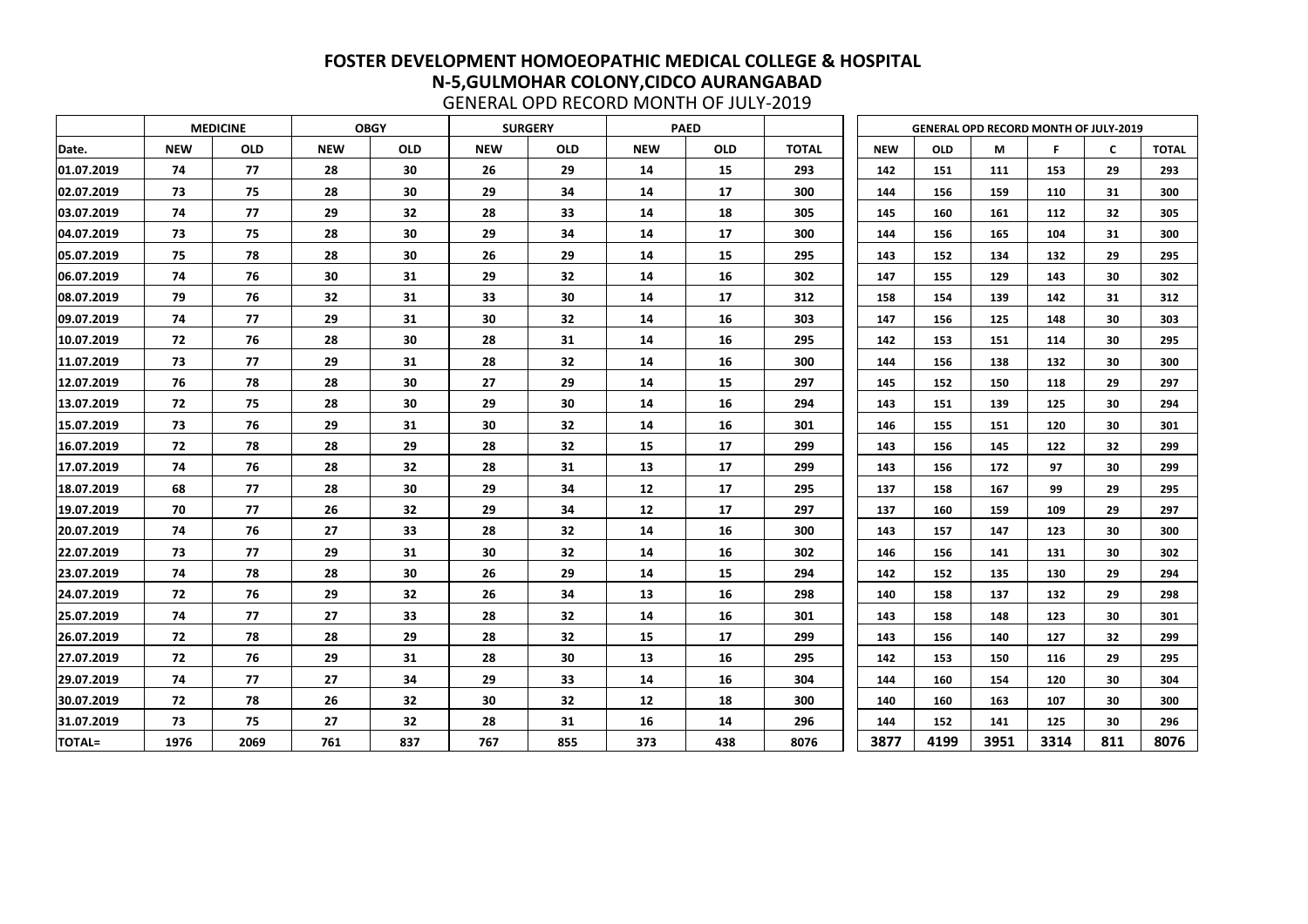# FOSTER DEVELOPMENT HOMOEOPATHIC MEDICAL COLLEGE & HOSPITAL
## N-5,GULMOHAR COLONY,CIDCO AURANGABAD
### GENERAL OPD RECORD MONTH OF JULY-2019

| | MEDICINE | | OBGY | | SURGERY | | PAED | | |
|---|---|---|---|---|---|---|---|---|---|
| Date. | NEW | OLD | NEW | OLD | NEW | OLD | NEW | OLD | TOTAL |
| 01.07.2019 | 74 | 77 | 28 | 30 | 26 | 29 | 14 | 15 | 293 |
| 02.07.2019 | 73 | 75 | 28 | 30 | 29 | 34 | 14 | 17 | 300 |
| 03.07.2019 | 74 | 77 | 29 | 32 | 28 | 33 | 14 | 18 | 305 |
| 04.07.2019 | 73 | 75 | 28 | 30 | 29 | 34 | 14 | 17 | 300 |
| 05.07.2019 | 75 | 78 | 28 | 30 | 26 | 29 | 14 | 15 | 295 |
| 06.07.2019 | 74 | 76 | 30 | 31 | 29 | 32 | 14 | 16 | 302 |
| 08.07.2019 | 79 | 76 | 32 | 31 | 33 | 30 | 14 | 17 | 312 |
| 09.07.2019 | 74 | 77 | 29 | 31 | 30 | 32 | 14 | 16 | 303 |
| 10.07.2019 | 72 | 76 | 28 | 30 | 28 | 31 | 14 | 16 | 295 |
| 11.07.2019 | 73 | 77 | 29 | 31 | 28 | 32 | 14 | 16 | 300 |
| 12.07.2019 | 76 | 78 | 28 | 30 | 27 | 29 | 14 | 15 | 297 |
| 13.07.2019 | 72 | 75 | 28 | 30 | 29 | 30 | 14 | 16 | 294 |
| 15.07.2019 | 73 | 76 | 29 | 31 | 30 | 32 | 14 | 16 | 301 |
| 16.07.2019 | 72 | 78 | 28 | 29 | 28 | 32 | 15 | 17 | 299 |
| 17.07.2019 | 74 | 76 | 28 | 32 | 28 | 31 | 13 | 17 | 299 |
| 18.07.2019 | 68 | 77 | 28 | 30 | 29 | 34 | 12 | 17 | 295 |
| 19.07.2019 | 70 | 77 | 26 | 32 | 29 | 34 | 12 | 17 | 297 |
| 20.07.2019 | 74 | 76 | 27 | 33 | 28 | 32 | 14 | 16 | 300 |
| 22.07.2019 | 73 | 77 | 29 | 31 | 30 | 32 | 14 | 16 | 302 |
| 23.07.2019 | 74 | 78 | 28 | 30 | 26 | 29 | 14 | 15 | 294 |
| 24.07.2019 | 72 | 76 | 29 | 32 | 26 | 34 | 13 | 16 | 298 |
| 25.07.2019 | 74 | 77 | 27 | 33 | 28 | 32 | 14 | 16 | 301 |
| 26.07.2019 | 72 | 78 | 28 | 29 | 28 | 32 | 15 | 17 | 299 |
| 27.07.2019 | 72 | 76 | 29 | 31 | 28 | 30 | 13 | 16 | 295 |
| 29.07.2019 | 74 | 77 | 27 | 34 | 29 | 33 | 14 | 16 | 304 |
| 30.07.2019 | 72 | 78 | 26 | 32 | 30 | 32 | 12 | 18 | 300 |
| 31.07.2019 | 73 | 75 | 27 | 32 | 28 | 31 | 16 | 14 | 296 |
| TOTAL= | 1976 | 2069 | 761 | 837 | 767 | 855 | 373 | 438 | 8076 |

| GENERAL OPD RECORD MONTH OF JULY-2019 | | | | | |
|---|---|---|---|---|---|
| NEW | OLD | M | F | C | TOTAL |
| 142 | 151 | 111 | 153 | 29 | 293 |
| 144 | 156 | 159 | 110 | 31 | 300 |
| 145 | 160 | 161 | 112 | 32 | 305 |
| 144 | 156 | 165 | 104 | 31 | 300 |
| 143 | 152 | 134 | 132 | 29 | 295 |
| 147 | 155 | 129 | 143 | 30 | 302 |
| 158 | 154 | 139 | 142 | 31 | 312 |
| 147 | 156 | 125 | 148 | 30 | 303 |
| 142 | 153 | 151 | 114 | 30 | 295 |
| 144 | 156 | 138 | 132 | 30 | 300 |
| 145 | 152 | 150 | 118 | 29 | 297 |
| 143 | 151 | 139 | 125 | 30 | 294 |
| 146 | 155 | 151 | 120 | 30 | 301 |
| 143 | 156 | 145 | 122 | 32 | 299 |
| 143 | 156 | 172 | 97 | 30 | 299 |
| 137 | 158 | 167 | 99 | 29 | 295 |
| 137 | 160 | 159 | 109 | 29 | 297 |
| 143 | 157 | 147 | 123 | 30 | 300 |
| 146 | 156 | 141 | 131 | 30 | 302 |
| 142 | 152 | 135 | 130 | 29 | 294 |
| 140 | 158 | 137 | 132 | 29 | 298 |
| 143 | 158 | 148 | 123 | 30 | 301 |
| 143 | 156 | 140 | 127 | 32 | 299 |
| 142 | 153 | 150 | 116 | 29 | 295 |
| 144 | 160 | 154 | 120 | 30 | 304 |
| 140 | 160 | 163 | 107 | 30 | 300 |
| 144 | 152 | 141 | 125 | 30 | 296 |
| 3877 | 4199 | 3951 | 3314 | 811 | 8076 |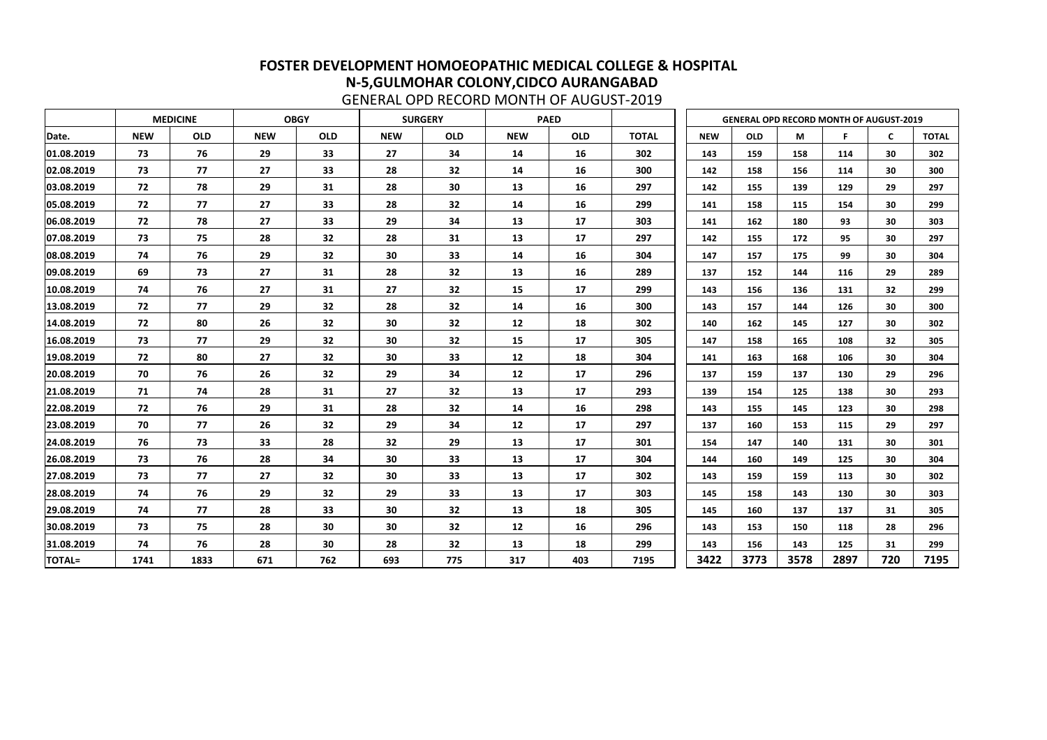# FOSTER DEVELOPMENT HOMOEOPATHIC MEDICAL COLLEGE & HOSPITAL

## N-5,GULMOHAR COLONY,CIDCO AURANGABAD

GENERAL OPD RECORD MONTH OF AUGUST-2019

| | MEDICINE | | OBGY | | SURGERY | | PAED | | |
|---|---|---|---|---|---|---|---|---|---|
| Date. | NEW | OLD | NEW | OLD | NEW | OLD | NEW | OLD | TOTAL |
| 01.08.2019 | 73 | 76 | 29 | 33 | 27 | 34 | 14 | 16 | 302 |
| 02.08.2019 | 73 | 77 | 27 | 33 | 28 | 32 | 14 | 16 | 300 |
| 03.08.2019 | 72 | 78 | 29 | 31 | 28 | 30 | 13 | 16 | 297 |
| 05.08.2019 | 72 | 77 | 27 | 33 | 28 | 32 | 14 | 16 | 299 |
| 06.08.2019 | 72 | 78 | 27 | 33 | 29 | 34 | 13 | 17 | 303 |
| 07.08.2019 | 73 | 75 | 28 | 32 | 28 | 31 | 13 | 17 | 297 |
| 08.08.2019 | 74 | 76 | 29 | 32 | 30 | 33 | 14 | 16 | 304 |
| 09.08.2019 | 69 | 73 | 27 | 31 | 28 | 32 | 13 | 16 | 289 |
| 10.08.2019 | 74 | 76 | 27 | 31 | 27 | 32 | 15 | 17 | 299 |
| 13.08.2019 | 72 | 77 | 29 | 32 | 28 | 32 | 14 | 16 | 300 |
| 14.08.2019 | 72 | 80 | 26 | 32 | 30 | 32 | 12 | 18 | 302 |
| 16.08.2019 | 73 | 77 | 29 | 32 | 30 | 32 | 15 | 17 | 305 |
| 19.08.2019 | 72 | 80 | 27 | 32 | 30 | 33 | 12 | 18 | 304 |
| 20.08.2019 | 70 | 76 | 26 | 32 | 29 | 34 | 12 | 17 | 296 |
| 21.08.2019 | 71 | 74 | 28 | 31 | 27 | 32 | 13 | 17 | 293 |
| 22.08.2019 | 72 | 76 | 29 | 31 | 28 | 32 | 14 | 16 | 298 |
| 23.08.2019 | 70 | 77 | 26 | 32 | 29 | 34 | 12 | 17 | 297 |
| 24.08.2019 | 76 | 73 | 33 | 28 | 32 | 29 | 13 | 17 | 301 |
| 26.08.2019 | 73 | 76 | 28 | 34 | 30 | 33 | 13 | 17 | 304 |
| 27.08.2019 | 73 | 77 | 27 | 32 | 30 | 33 | 13 | 17 | 302 |
| 28.08.2019 | 74 | 76 | 29 | 32 | 29 | 33 | 13 | 17 | 303 |
| 29.08.2019 | 74 | 77 | 28 | 33 | 30 | 32 | 13 | 18 | 305 |
| 30.08.2019 | 73 | 75 | 28 | 30 | 30 | 32 | 12 | 16 | 296 |
| 31.08.2019 | 74 | 76 | 28 | 30 | 28 | 32 | 13 | 18 | 299 |
| TOTAL= | 1741 | 1833 | 671 | 762 | 693 | 775 | 317 | 403 | 7195 |

| GENERAL OPD RECORD MONTH OF AUGUST-2019 | | | | | |
|---|---|---|---|---|---|
| NEW | OLD | M | F | C | TOTAL |
| 143 | 159 | 158 | 114 | 30 | 302 |
| 142 | 158 | 156 | 114 | 30 | 300 |
| 142 | 155 | 139 | 129 | 29 | 297 |
| 141 | 158 | 115 | 154 | 30 | 299 |
| 141 | 162 | 180 | 93 | 30 | 303 |
| 142 | 155 | 172 | 95 | 30 | 297 |
| 147 | 157 | 175 | 99 | 30 | 304 |
| 137 | 152 | 144 | 116 | 29 | 289 |
| 143 | 156 | 136 | 131 | 32 | 299 |
| 143 | 157 | 144 | 126 | 30 | 300 |
| 140 | 162 | 145 | 127 | 30 | 302 |
| 147 | 158 | 165 | 108 | 32 | 305 |
| 141 | 163 | 168 | 106 | 30 | 304 |
| 137 | 159 | 137 | 130 | 29 | 296 |
| 139 | 154 | 125 | 138 | 30 | 293 |
| 143 | 155 | 145 | 123 | 30 | 298 |
| 137 | 160 | 153 | 115 | 29 | 297 |
| 154 | 147 | 140 | 131 | 30 | 301 |
| 144 | 160 | 149 | 125 | 30 | 304 |
| 143 | 159 | 159 | 113 | 30 | 302 |
| 145 | 158 | 143 | 130 | 30 | 303 |
| 145 | 160 | 137 | 137 | 31 | 305 |
| 143 | 153 | 150 | 118 | 28 | 296 |
| 143 | 156 | 143 | 125 | 31 | 299 |
| 3422 | 3773 | 3578 | 2897 | 720 | 7195 |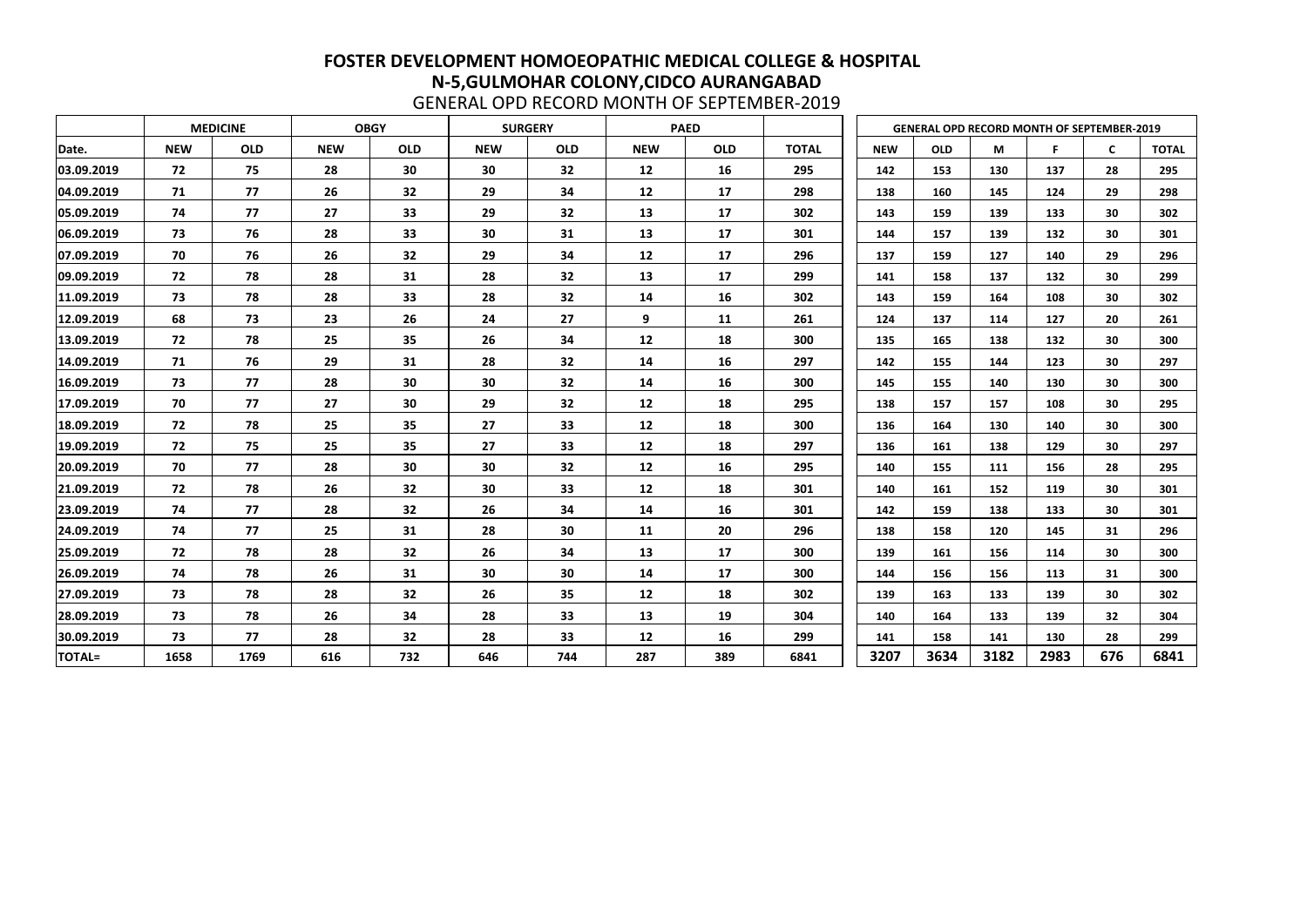# FOSTER DEVELOPMENT HOMOEOPATHIC MEDICAL COLLEGE & HOSPITAL

## N-5,GULMOHAR COLONY,CIDCO AURANGABAD

GENERAL OPD RECORD MONTH OF SEPTEMBER-2019

| | MEDICINE | | OBGY | | SURGERY | | PAED | | |
|---|---|---|---|---|---|---|---|---|---|
| Date. | NEW | OLD | NEW | OLD | NEW | OLD | NEW | OLD | TOTAL |
| 03.09.2019 | 72 | 75 | 28 | 30 | 30 | 32 | 12 | 16 | 295 |
| 04.09.2019 | 71 | 77 | 26 | 32 | 29 | 34 | 12 | 17 | 298 |
| 05.09.2019 | 74 | 77 | 27 | 33 | 29 | 32 | 13 | 17 | 302 |
| 06.09.2019 | 73 | 76 | 28 | 33 | 30 | 31 | 13 | 17 | 301 |
| 07.09.2019 | 70 | 76 | 26 | 32 | 29 | 34 | 12 | 17 | 296 |
| 09.09.2019 | 72 | 78 | 28 | 31 | 28 | 32 | 13 | 17 | 299 |
| 11.09.2019 | 73 | 78 | 28 | 33 | 28 | 32 | 14 | 16 | 302 |
| 12.09.2019 | 68 | 73 | 23 | 26 | 24 | 27 | 9 | 11 | 261 |
| 13.09.2019 | 72 | 78 | 25 | 35 | 26 | 34 | 12 | 18 | 300 |
| 14.09.2019 | 71 | 76 | 29 | 31 | 28 | 32 | 14 | 16 | 297 |
| 16.09.2019 | 73 | 77 | 28 | 30 | 30 | 32 | 14 | 16 | 300 |
| 17.09.2019 | 70 | 77 | 27 | 30 | 29 | 32 | 12 | 18 | 295 |
| 18.09.2019 | 72 | 78 | 25 | 35 | 27 | 33 | 12 | 18 | 300 |
| 19.09.2019 | 72 | 75 | 25 | 35 | 27 | 33 | 12 | 18 | 297 |
| 20.09.2019 | 70 | 77 | 28 | 30 | 30 | 32 | 12 | 16 | 295 |
| 21.09.2019 | 72 | 78 | 26 | 32 | 30 | 33 | 12 | 18 | 301 |
| 23.09.2019 | 74 | 77 | 28 | 32 | 26 | 34 | 14 | 16 | 301 |
| 24.09.2019 | 74 | 77 | 25 | 31 | 28 | 30 | 11 | 20 | 296 |
| 25.09.2019 | 72 | 78 | 28 | 32 | 26 | 34 | 13 | 17 | 300 |
| 26.09.2019 | 74 | 78 | 26 | 31 | 30 | 30 | 14 | 17 | 300 |
| 27.09.2019 | 73 | 78 | 28 | 32 | 26 | 35 | 12 | 18 | 302 |
| 28.09.2019 | 73 | 78 | 26 | 34 | 28 | 33 | 13 | 19 | 304 |
| 30.09.2019 | 73 | 77 | 28 | 32 | 28 | 33 | 12 | 16 | 299 |
| TOTAL= | 1658 | 1769 | 616 | 732 | 646 | 744 | 287 | 389 | 6841 |

| GENERAL OPD RECORD MONTH OF SEPTEMBER-2019 | | | | | |
|---|---|---|---|---|---|
| NEW | OLD | M | F | C | TOTAL |
| 142 | 153 | 130 | 137 | 28 | 295 |
| 138 | 160 | 145 | 124 | 29 | 298 |
| 143 | 159 | 139 | 133 | 30 | 302 |
| 144 | 157 | 139 | 132 | 30 | 301 |
| 137 | 159 | 127 | 140 | 29 | 296 |
| 141 | 158 | 137 | 132 | 30 | 299 |
| 143 | 159 | 164 | 108 | 30 | 302 |
| 124 | 137 | 114 | 127 | 20 | 261 |
| 135 | 165 | 138 | 132 | 30 | 300 |
| 142 | 155 | 144 | 123 | 30 | 297 |
| 145 | 155 | 140 | 130 | 30 | 300 |
| 138 | 157 | 157 | 108 | 30 | 295 |
| 136 | 164 | 130 | 140 | 30 | 300 |
| 136 | 161 | 138 | 129 | 30 | 297 |
| 140 | 155 | 111 | 156 | 28 | 295 |
| 140 | 161 | 152 | 119 | 30 | 301 |
| 142 | 159 | 138 | 133 | 30 | 301 |
| 138 | 158 | 120 | 145 | 31 | 296 |
| 139 | 161 | 156 | 114 | 30 | 300 |
| 144 | 156 | 156 | 113 | 31 | 300 |
| 139 | 163 | 133 | 139 | 30 | 302 |
| 140 | 164 | 133 | 139 | 32 | 304 |
| 141 | 158 | 141 | 130 | 28 | 299 |
| 3207 | 3634 | 3182 | 2983 | 676 | 6841 |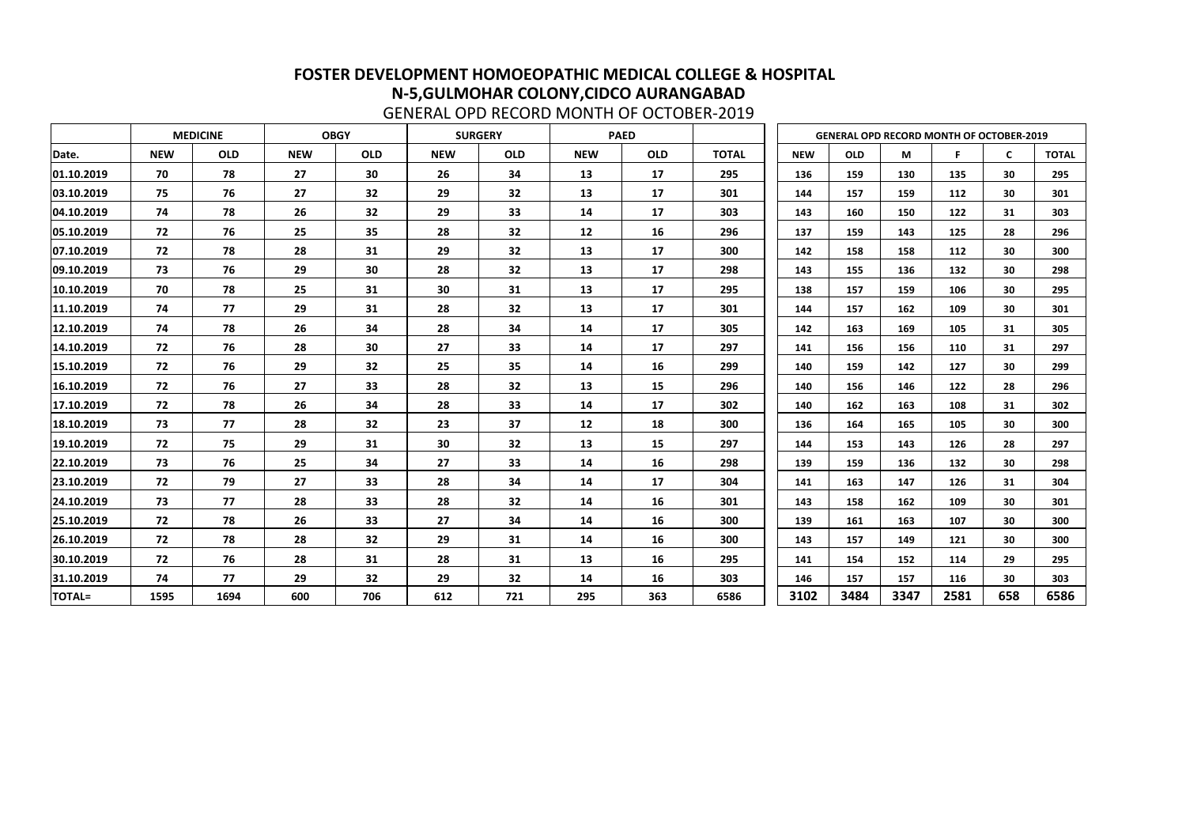# FOSTER DEVELOPMENT HOMOEOPATHIC MEDICAL COLLEGE & HOSPITAL

## N-5,GULMOHAR COLONY,CIDCO AURANGABAD

GENERAL OPD RECORD MONTH OF OCTOBER-2019

| | MEDICINE | | OBGY | | SURGERY | | PAED | | |
|---|---|---|---|---|---|---|---|---|---|
| Date. | NEW | OLD | NEW | OLD | NEW | OLD | NEW | OLD | TOTAL |
| 01.10.2019 | 70 | 78 | 27 | 30 | 26 | 34 | 13 | 17 | 295 |
| 03.10.2019 | 75 | 76 | 27 | 32 | 29 | 32 | 13 | 17 | 301 |
| 04.10.2019 | 74 | 78 | 26 | 32 | 29 | 33 | 14 | 17 | 303 |
| 05.10.2019 | 72 | 76 | 25 | 35 | 28 | 32 | 12 | 16 | 296 |
| 07.10.2019 | 72 | 78 | 28 | 31 | 29 | 32 | 13 | 17 | 300 |
| 09.10.2019 | 73 | 76 | 29 | 30 | 28 | 32 | 13 | 17 | 298 |
| 10.10.2019 | 70 | 78 | 25 | 31 | 30 | 31 | 13 | 17 | 295 |
| 11.10.2019 | 74 | 77 | 29 | 31 | 28 | 32 | 13 | 17 | 301 |
| 12.10.2019 | 74 | 78 | 26 | 34 | 28 | 34 | 14 | 17 | 305 |
| 14.10.2019 | 72 | 76 | 28 | 30 | 27 | 33 | 14 | 17 | 297 |
| 15.10.2019 | 72 | 76 | 29 | 32 | 25 | 35 | 14 | 16 | 299 |
| 16.10.2019 | 72 | 76 | 27 | 33 | 28 | 32 | 13 | 15 | 296 |
| 17.10.2019 | 72 | 78 | 26 | 34 | 28 | 33 | 14 | 17 | 302 |
| 18.10.2019 | 73 | 77 | 28 | 32 | 23 | 37 | 12 | 18 | 300 |
| 19.10.2019 | 72 | 75 | 29 | 31 | 30 | 32 | 13 | 15 | 297 |
| 22.10.2019 | 73 | 76 | 25 | 34 | 27 | 33 | 14 | 16 | 298 |
| 23.10.2019 | 72 | 79 | 27 | 33 | 28 | 34 | 14 | 17 | 304 |
| 24.10.2019 | 73 | 77 | 28 | 33 | 28 | 32 | 14 | 16 | 301 |
| 25.10.2019 | 72 | 78 | 26 | 33 | 27 | 34 | 14 | 16 | 300 |
| 26.10.2019 | 72 | 78 | 28 | 32 | 29 | 31 | 14 | 16 | 300 |
| 30.10.2019 | 72 | 76 | 28 | 31 | 28 | 31 | 13 | 16 | 295 |
| 31.10.2019 | 74 | 77 | 29 | 32 | 29 | 32 | 14 | 16 | 303 |
| TOTAL= | 1595 | 1694 | 600 | 706 | 612 | 721 | 295 | 363 | 6586 |

| GENERAL OPD RECORD MONTH OF OCTOBER-2019 | | | | | |
|---|---|---|---|---|---|
| NEW | OLD | M | F | C | TOTAL |
| 136 | 159 | 130 | 135 | 30 | 295 |
| 144 | 157 | 159 | 112 | 30 | 301 |
| 143 | 160 | 150 | 122 | 31 | 303 |
| 137 | 159 | 143 | 125 | 28 | 296 |
| 142 | 158 | 158 | 112 | 30 | 300 |
| 143 | 155 | 136 | 132 | 30 | 298 |
| 138 | 157 | 159 | 106 | 30 | 295 |
| 144 | 157 | 162 | 109 | 30 | 301 |
| 142 | 163 | 169 | 105 | 31 | 305 |
| 141 | 156 | 156 | 110 | 31 | 297 |
| 140 | 159 | 142 | 127 | 30 | 299 |
| 140 | 156 | 146 | 122 | 28 | 296 |
| 140 | 162 | 163 | 108 | 31 | 302 |
| 136 | 164 | 165 | 105 | 30 | 300 |
| 144 | 153 | 143 | 126 | 28 | 297 |
| 139 | 159 | 136 | 132 | 30 | 298 |
| 141 | 163 | 147 | 126 | 31 | 304 |
| 143 | 158 | 162 | 109 | 30 | 301 |
| 139 | 161 | 163 | 107 | 30 | 300 |
| 143 | 157 | 149 | 121 | 30 | 300 |
| 141 | 154 | 152 | 114 | 29 | 295 |
| 146 | 157 | 157 | 116 | 30 | 303 |
| 3102 | 3484 | 3347 | 2581 | 658 | 6586 |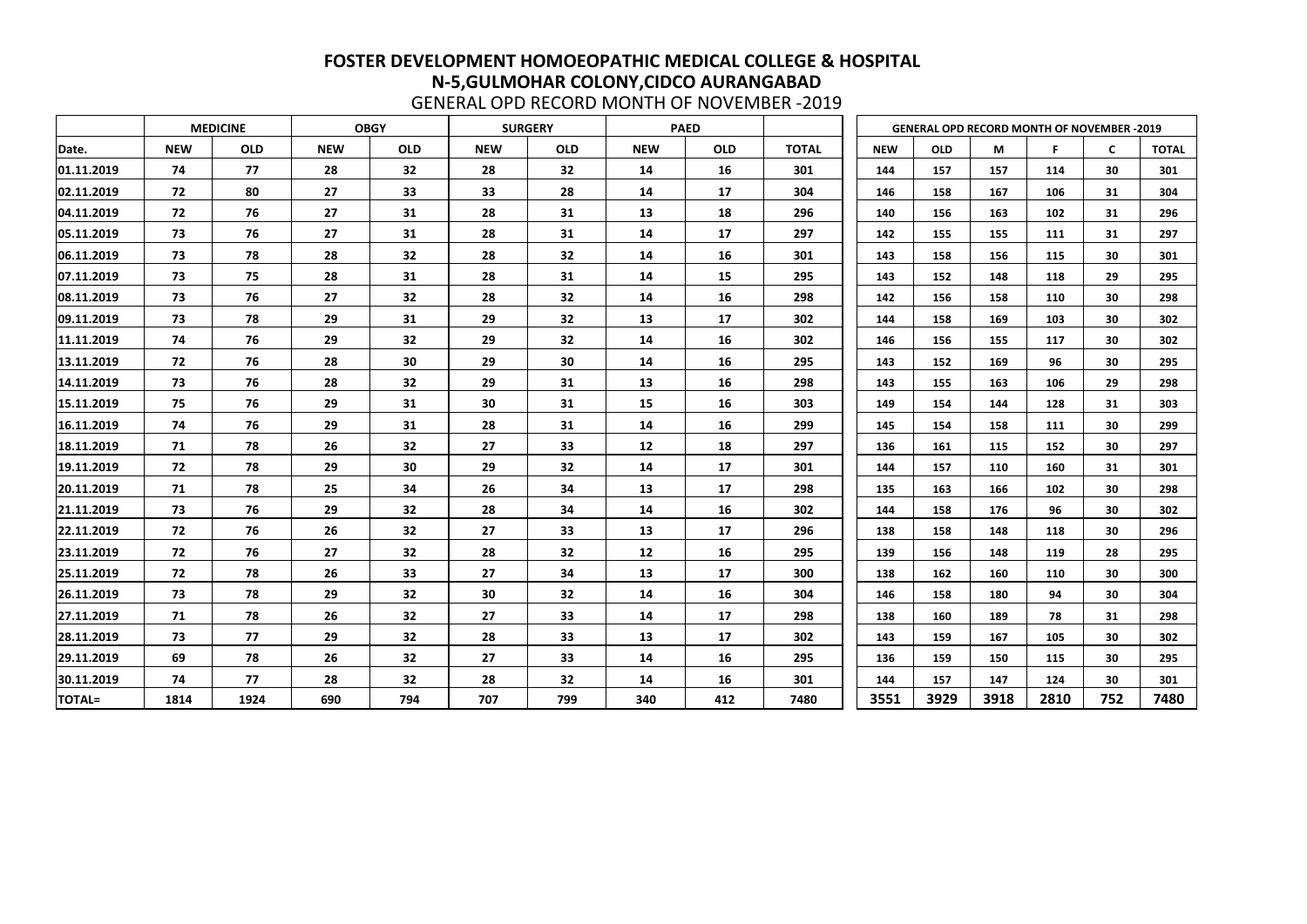# FOSTER DEVELOPMENT HOMOEOPATHIC MEDICAL COLLEGE & HOSPITAL

## N-5,GULMOHAR COLONY,CIDCO AURANGABAD

GENERAL OPD RECORD MONTH OF NOVEMBER -2019

| | MEDICINE | | OBGY | | SURGERY | | PAED | | |
|---|---|---|---|---|---|---|---|---|---|
| Date. | NEW | OLD | NEW | OLD | NEW | OLD | NEW | OLD | TOTAL |
| 01.11.2019 | 74 | 77 | 28 | 32 | 28 | 32 | 14 | 16 | 301 |
| 02.11.2019 | 72 | 80 | 27 | 33 | 33 | 28 | 14 | 17 | 304 |
| 04.11.2019 | 72 | 76 | 27 | 31 | 28 | 31 | 13 | 18 | 296 |
| 05.11.2019 | 73 | 76 | 27 | 31 | 28 | 31 | 14 | 17 | 297 |
| 06.11.2019 | 73 | 78 | 28 | 32 | 28 | 32 | 14 | 16 | 301 |
| 07.11.2019 | 73 | 75 | 28 | 31 | 28 | 31 | 14 | 15 | 295 |
| 08.11.2019 | 73 | 76 | 27 | 32 | 28 | 32 | 14 | 16 | 298 |
| 09.11.2019 | 73 | 78 | 29 | 31 | 29 | 32 | 13 | 17 | 302 |
| 11.11.2019 | 74 | 76 | 29 | 32 | 29 | 32 | 14 | 16 | 302 |
| 13.11.2019 | 72 | 76 | 28 | 30 | 29 | 30 | 14 | 16 | 295 |
| 14.11.2019 | 73 | 76 | 28 | 32 | 29 | 31 | 13 | 16 | 298 |
| 15.11.2019 | 75 | 76 | 29 | 31 | 30 | 31 | 15 | 16 | 303 |
| 16.11.2019 | 74 | 76 | 29 | 31 | 28 | 31 | 14 | 16 | 299 |
| 18.11.2019 | 71 | 78 | 26 | 32 | 27 | 33 | 12 | 18 | 297 |
| 19.11.2019 | 72 | 78 | 29 | 30 | 29 | 32 | 14 | 17 | 301 |
| 20.11.2019 | 71 | 78 | 25 | 34 | 26 | 34 | 13 | 17 | 298 |
| 21.11.2019 | 73 | 76 | 29 | 32 | 28 | 34 | 14 | 16 | 302 |
| 22.11.2019 | 72 | 76 | 26 | 32 | 27 | 33 | 13 | 17 | 296 |
| 23.11.2019 | 72 | 76 | 27 | 32 | 28 | 32 | 12 | 16 | 295 |
| 25.11.2019 | 72 | 78 | 26 | 33 | 27 | 34 | 13 | 17 | 300 |
| 26.11.2019 | 73 | 78 | 29 | 32 | 30 | 32 | 14 | 16 | 304 |
| 27.11.2019 | 71 | 78 | 26 | 32 | 27 | 33 | 14 | 17 | 298 |
| 28.11.2019 | 73 | 77 | 29 | 32 | 28 | 33 | 13 | 17 | 302 |
| 29.11.2019 | 69 | 78 | 26 | 32 | 27 | 33 | 14 | 16 | 295 |
| 30.11.2019 | 74 | 77 | 28 | 32 | 28 | 32 | 14 | 16 | 301 |
| TOTAL= | 1814 | 1924 | 690 | 794 | 707 | 799 | 340 | 412 | 7480 |

| GENERAL OPD RECORD MONTH OF NOVEMBER -2019 | | | | | |
|---|---|---|---|---|---|
| NEW | OLD | M | F | C | TOTAL |
| 144 | 157 | 157 | 114 | 30 | 301 |
| 146 | 158 | 167 | 106 | 31 | 304 |
| 140 | 156 | 163 | 102 | 31 | 296 |
| 142 | 155 | 155 | 111 | 31 | 297 |
| 143 | 158 | 156 | 115 | 30 | 301 |
| 143 | 152 | 148 | 118 | 29 | 295 |
| 142 | 156 | 158 | 110 | 30 | 298 |
| 144 | 158 | 169 | 103 | 30 | 302 |
| 146 | 156 | 155 | 117 | 30 | 302 |
| 143 | 152 | 169 | 96 | 30 | 295 |
| 143 | 155 | 163 | 106 | 29 | 298 |
| 149 | 154 | 144 | 128 | 31 | 303 |
| 145 | 154 | 158 | 111 | 30 | 299 |
| 136 | 161 | 115 | 152 | 30 | 297 |
| 144 | 157 | 110 | 160 | 31 | 301 |
| 135 | 163 | 166 | 102 | 30 | 298 |
| 144 | 158 | 176 | 96 | 30 | 302 |
| 138 | 158 | 148 | 118 | 30 | 296 |
| 139 | 156 | 148 | 119 | 28 | 295 |
| 138 | 162 | 160 | 110 | 30 | 300 |
| 146 | 158 | 180 | 94 | 30 | 304 |
| 138 | 160 | 189 | 78 | 31 | 298 |
| 143 | 159 | 167 | 105 | 30 | 302 |
| 136 | 159 | 150 | 115 | 30 | 295 |
| 144 | 157 | 147 | 124 | 30 | 301 |
| 3551 | 3929 | 3918 | 2810 | 752 | 7480 |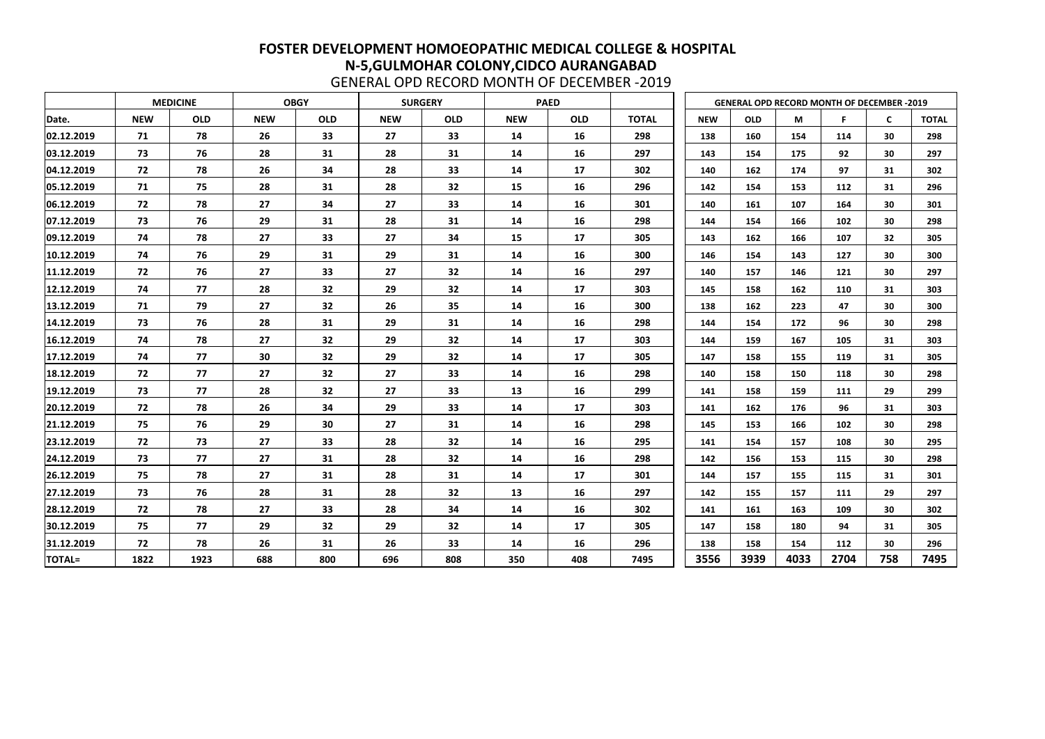# FOSTER DEVELOPMENT HOMOEOPATHIC MEDICAL COLLEGE & HOSPITAL

## N-5,GULMOHAR COLONY,CIDCO AURANGABAD

GENERAL OPD RECORD MONTH OF DECEMBER -2019

| | MEDICINE | | OBGY | | SURGERY | | PAED | | |
|---|---|---|---|---|---|---|---|---|---|
| Date. | NEW | OLD | NEW | OLD | NEW | OLD | NEW | OLD | TOTAL |
| 02.12.2019 | 71 | 78 | 26 | 33 | 27 | 33 | 14 | 16 | 298 |
| 03.12.2019 | 73 | 76 | 28 | 31 | 28 | 31 | 14 | 16 | 297 |
| 04.12.2019 | 72 | 78 | 26 | 34 | 28 | 33 | 14 | 17 | 302 |
| 05.12.2019 | 71 | 75 | 28 | 31 | 28 | 32 | 15 | 16 | 296 |
| 06.12.2019 | 72 | 78 | 27 | 34 | 27 | 33 | 14 | 16 | 301 |
| 07.12.2019 | 73 | 76 | 29 | 31 | 28 | 31 | 14 | 16 | 298 |
| 09.12.2019 | 74 | 78 | 27 | 33 | 27 | 34 | 15 | 17 | 305 |
| 10.12.2019 | 74 | 76 | 29 | 31 | 29 | 31 | 14 | 16 | 300 |
| 11.12.2019 | 72 | 76 | 27 | 33 | 27 | 32 | 14 | 16 | 297 |
| 12.12.2019 | 74 | 77 | 28 | 32 | 29 | 32 | 14 | 17 | 303 |
| 13.12.2019 | 71 | 79 | 27 | 32 | 26 | 35 | 14 | 16 | 300 |
| 14.12.2019 | 73 | 76 | 28 | 31 | 29 | 31 | 14 | 16 | 298 |
| 16.12.2019 | 74 | 78 | 27 | 32 | 29 | 32 | 14 | 17 | 303 |
| 17.12.2019 | 74 | 77 | 30 | 32 | 29 | 32 | 14 | 17 | 305 |
| 18.12.2019 | 72 | 77 | 27 | 32 | 27 | 33 | 14 | 16 | 298 |
| 19.12.2019 | 73 | 77 | 28 | 32 | 27 | 33 | 13 | 16 | 299 |
| 20.12.2019 | 72 | 78 | 26 | 34 | 29 | 33 | 14 | 17 | 303 |
| 21.12.2019 | 75 | 76 | 29 | 30 | 27 | 31 | 14 | 16 | 298 |
| 23.12.2019 | 72 | 73 | 27 | 33 | 28 | 32 | 14 | 16 | 295 |
| 24.12.2019 | 73 | 77 | 27 | 31 | 28 | 32 | 14 | 16 | 298 |
| 26.12.2019 | 75 | 78 | 27 | 31 | 28 | 31 | 14 | 17 | 301 |
| 27.12.2019 | 73 | 76 | 28 | 31 | 28 | 32 | 13 | 16 | 297 |
| 28.12.2019 | 72 | 78 | 27 | 33 | 28 | 34 | 14 | 16 | 302 |
| 30.12.2019 | 75 | 77 | 29 | 32 | 29 | 32 | 14 | 17 | 305 |
| 31.12.2019 | 72 | 78 | 26 | 31 | 26 | 33 | 14 | 16 | 296 |
| TOTAL= | 1822 | 1923 | 688 | 800 | 696 | 808 | 350 | 408 | 7495 |

| GENERAL OPD RECORD MONTH OF DECEMBER -2019 | | | | | |
|---|---|---|---|---|---|
| NEW | OLD | M | F | C | TOTAL |
| 138 | 160 | 154 | 114 | 30 | 298 |
| 143 | 154 | 175 | 92 | 30 | 297 |
| 140 | 162 | 174 | 97 | 31 | 302 |
| 142 | 154 | 153 | 112 | 31 | 296 |
| 140 | 161 | 107 | 164 | 30 | 301 |
| 144 | 154 | 166 | 102 | 30 | 298 |
| 143 | 162 | 166 | 107 | 32 | 305 |
| 146 | 154 | 143 | 127 | 30 | 300 |
| 140 | 157 | 146 | 121 | 30 | 297 |
| 145 | 158 | 162 | 110 | 31 | 303 |
| 138 | 162 | 223 | 47 | 30 | 300 |
| 144 | 154 | 172 | 96 | 30 | 298 |
| 144 | 159 | 167 | 105 | 31 | 303 |
| 147 | 158 | 155 | 119 | 31 | 305 |
| 140 | 158 | 150 | 118 | 30 | 298 |
| 141 | 158 | 159 | 111 | 29 | 299 |
| 141 | 162 | 176 | 96 | 31 | 303 |
| 145 | 153 | 166 | 102 | 30 | 298 |
| 141 | 154 | 157 | 108 | 30 | 295 |
| 142 | 156 | 153 | 115 | 30 | 298 |
| 144 | 157 | 155 | 115 | 31 | 301 |
| 142 | 155 | 157 | 111 | 29 | 297 |
| 141 | 161 | 163 | 109 | 30 | 302 |
| 147 | 158 | 180 | 94 | 31 | 305 |
| 138 | 158 | 154 | 112 | 30 | 296 |
| 3556 | 3939 | 4033 | 2704 | 758 | 7495 |